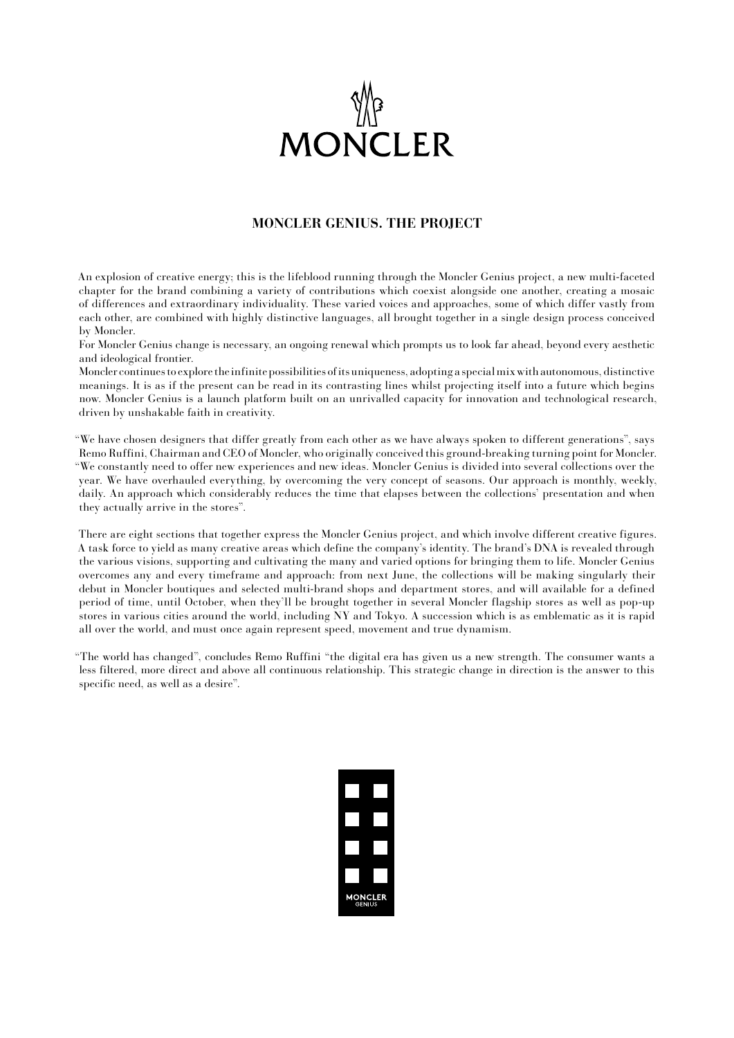MONCLER

## MONCLER GENIUS. THE PROJECT

An explosion of creative energy; this is the lifeblood running through the Moncler Genius project, a new multi-faceted chapter for the brand combining a variety of contributions which coexist alongside one another, creating a mosaic of differences and extraordinary individuality. These varied voices and approaches, some of which differ vastly from each other, are combined with highly distinctive languages, all brought together in a single design process conceived by Moncler.

For Moncler Genius change is necessary, an ongoing renewal which prompts us to look far ahead, beyond every aesthetic and ideological frontier.

Moncler continues to explore the infinite possibilities of its uniqueness, adopting a special mix with autonomous, distinctive meanings. It is as if the present can be read in its contrasting lines whilst projecting itself into a future which begins now. Moncler Genius is a launch platform built on an unrivalled capacity for innovation and technological research, driven by unshakable faith in creativity.

"We have chosen designers that differ greatly from each other as we have always spoken to different generations", says Remo Ruffini, Chairman and CEO of Moncler, who originally conceived this ground-breaking turning point for Moncler. "We constantly need to offer new experiences and new ideas. Moncler Genius is divided into several collections over the year. We have overhauled everything, by overcoming the very concept of seasons. Our approach is monthly, weekly, daily. An approach which considerably reduces the time that elapses between the collections' presentation and when they actually arrive in the stores".

There are eight sections that together express the Moncler Genius project, and which involve different creative figures. A task force to yield as many creative areas which define the company's identity. The brand's DNA is revealed through the various visions, supporting and cultivating the many and varied options for bringing them to life. Moncler Genius overcomes any and every timeframe and approach: from next June, the collections will be making singularly their debut in Moncler boutiques and selected multi-brand shops and department stores, and will available for a defined period of time, until October, when they'll be brought together in several Moncler flagship stores as well as pop-up stores in various cities around the world, including NY and Tokyo. A succession which is as emblematic as it is rapid all over the world, and must once again represent speed, movement and true dynamism.

"The world has changed", concludes Remo Ruffini "the digital era has given us a new strength. The consumer wants a less filtered, more direct and above all continuous relationship. This strategic change in direction is the answer to this specific need, as well as a desire".

MONCLER GENIUS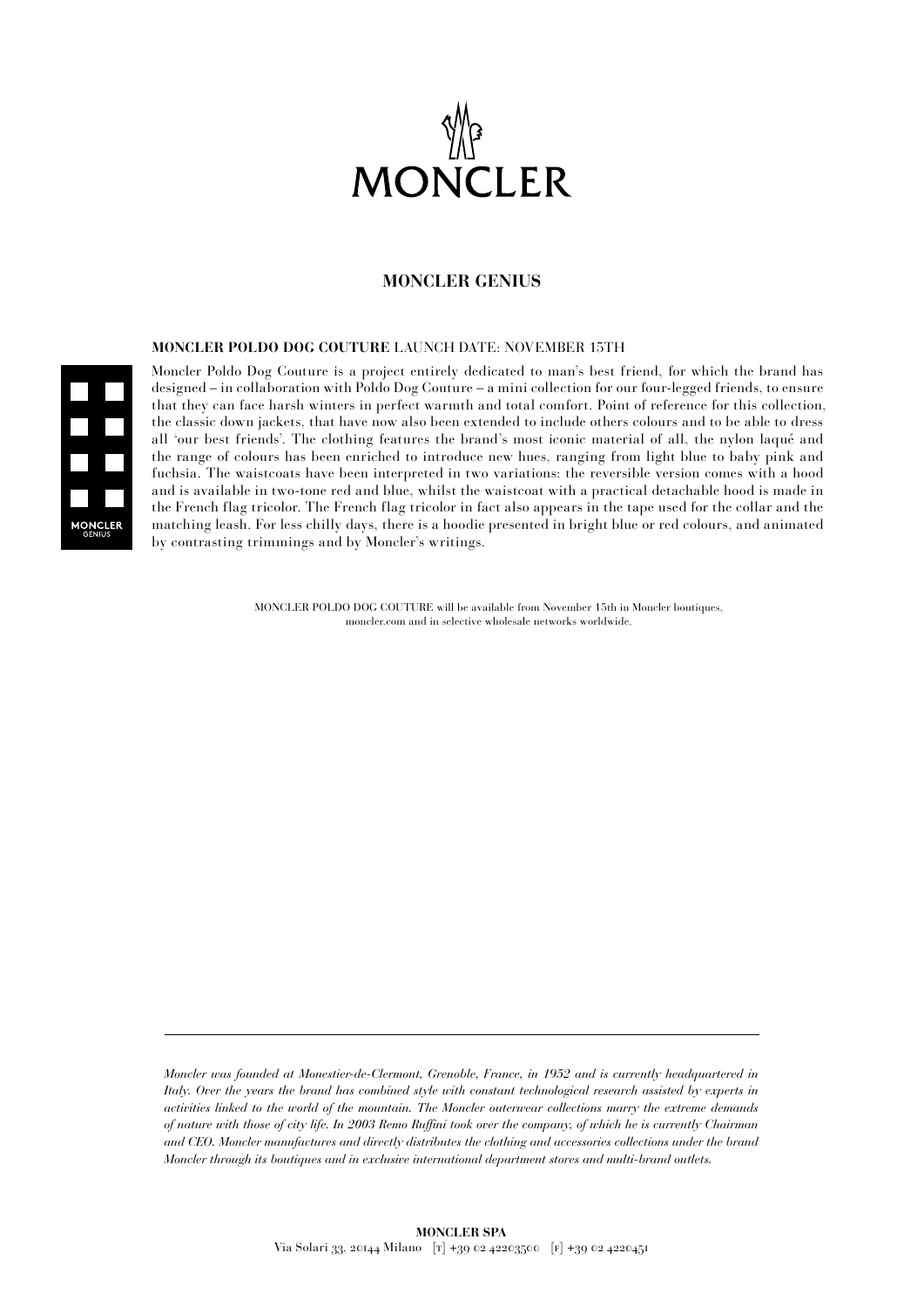# MONCLER

## MONCLER GENIUS

**MONCLER POLDO DOG COUTURE** LAUNCH DATE: NOVEMBER 15TH

Moncler Poldo Dog Couture is a project entirely dedicated to man's best friend, for which the brand has designed – in collaboration with Poldo Dog Couture – a mini collection for our four-legged friends, to ensure that they can face harsh winters in perfect warmth and total comfort. Point of reference for this collection, the classic down jackets, that have now also been extended to include others colours and to be able to dress all 'our best friends'. The clothing features the brand's most iconic material of all, the nylon laqué and the range of colours has been enriched to introduce new hues, ranging from light blue to baby pink and fuchsia. The waistcoats have been interpreted in two variations: the reversible version comes with a hood and is available in two-tone red and blue, whilst the waistcoat with a practical detachable hood is made in the French flag tricolor. The French flag tricolor in fact also appears in the tape used for the collar and the matching leash. For less chilly days, there is a hoodie presented in bright blue or red colours, and animated by contrasting trimmings and by Moncler's writings.

MONCLER POLDO DOG COUTURE will be available from November 15th in Moncler boutiques, moncler.com and in selective wholesale networks worldwide.

---

*Moncler was founded at Monestier-de-Clermont, Grenoble, France, in 1952 and is currently headquartered in Italy. Over the years the brand has combined style with constant technological research assisted by experts in activities linked to the world of the mountain. The Moncler outerwear collections marry the extreme demands of nature with those of city life. In 2003 Remo Ruffini took over the company, of which he is currently Chairman and CEO. Moncler manufactures and directly distributes the clothing and accessories collections under the brand Moncler through its boutiques and in exclusive international department stores and multi-brand outlets.*

**MONCLER SPA**
Via Solari 33, 20144 Milano [T] +39 02 42203500 [F] +39 02 4220451